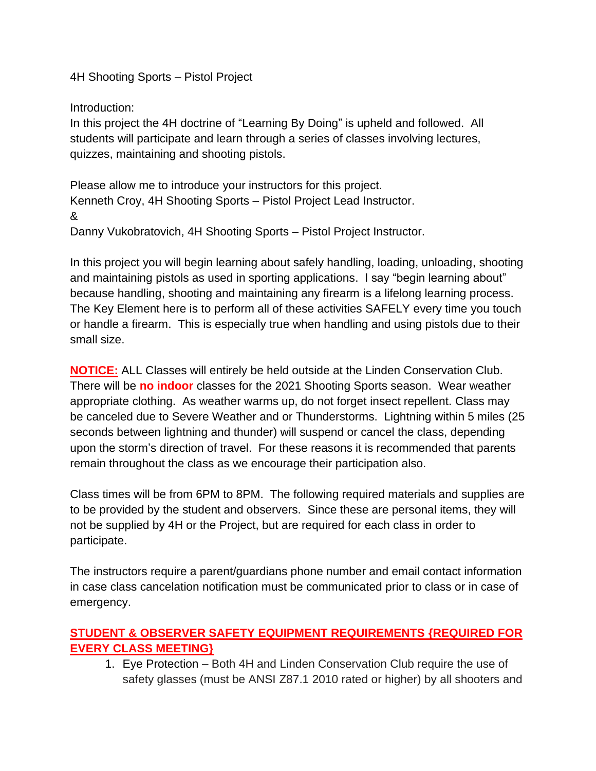4H Shooting Sports – Pistol Project

Introduction:
In this project the 4H doctrine of "Learning By Doing" is upheld and followed. All students will participate and learn through a series of classes involving lectures, quizzes, maintaining and shooting pistols.

Please allow me to introduce your instructors for this project.
Kenneth Croy, 4H Shooting Sports – Pistol Project Lead Instructor.
&
Danny Vukobratovich, 4H Shooting Sports – Pistol Project Instructor.

In this project you will begin learning about safely handling, loading, unloading, shooting and maintaining pistols as used in sporting applications. I say "begin learning about" because handling, shooting and maintaining any firearm is a lifelong learning process. The Key Element here is to perform all of these activities SAFELY every time you touch or handle a firearm. This is especially true when handling and using pistols due to their small size.

**NOTICE:** ALL Classes will entirely be held outside at the Linden Conservation Club. There will be **no indoor** classes for the 2021 Shooting Sports season. Wear weather appropriate clothing. As weather warms up, do not forget insect repellent. Class may be canceled due to Severe Weather and or Thunderstorms. Lightning within 5 miles (25 seconds between lightning and thunder) will suspend or cancel the class, depending upon the storm's direction of travel. For these reasons it is recommended that parents remain throughout the class as we encourage their participation also.

Class times will be from 6PM to 8PM. The following required materials and supplies are to be provided by the student and observers. Since these are personal items, they will not be supplied by 4H or the Project, but are required for each class in order to participate.

The instructors require a parent/guardians phone number and email contact information in case class cancelation notification must be communicated prior to class or in case of emergency.

**STUDENT & OBSERVER SAFETY EQUIPMENT REQUIREMENTS {REQUIRED FOR EVERY CLASS MEETING}**

1. Eye Protection – Both 4H and Linden Conservation Club require the use of safety glasses (must be ANSI Z87.1 2010 rated or higher) by all shooters and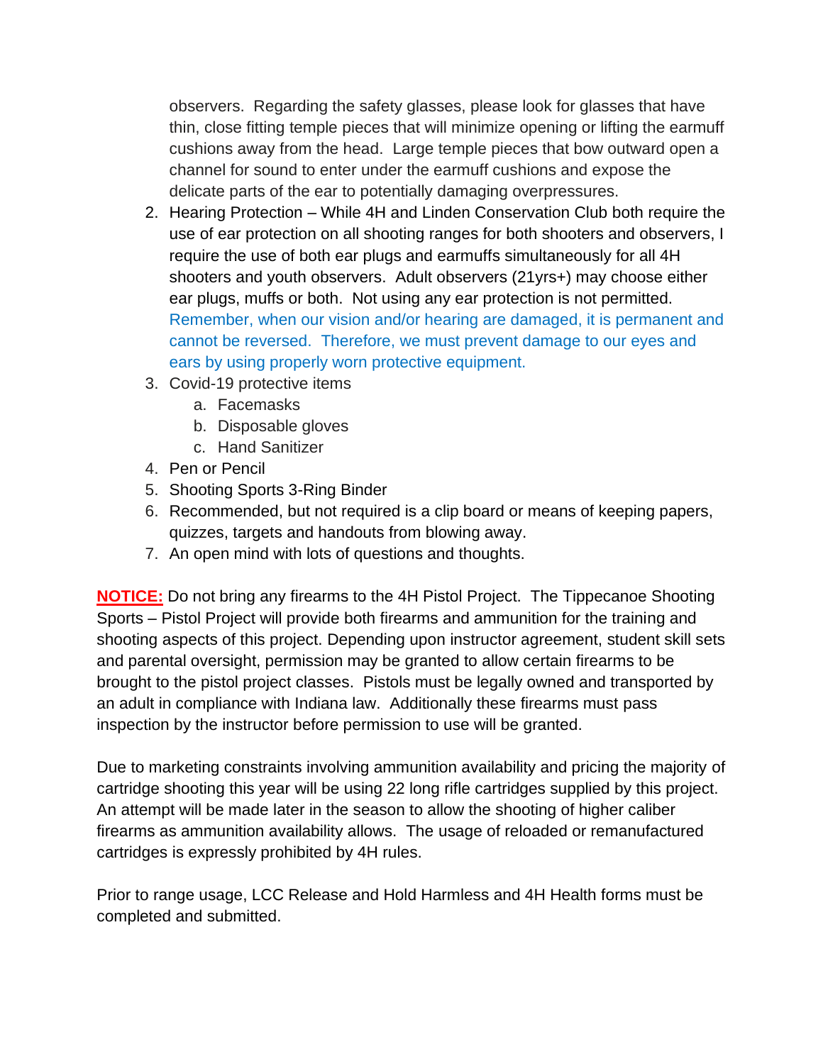observers. Regarding the safety glasses, please look for glasses that have thin, close fitting temple pieces that will minimize opening or lifting the earmuff cushions away from the head. Large temple pieces that bow outward open a channel for sound to enter under the earmuff cushions and expose the delicate parts of the ear to potentially damaging overpressures.

2. Hearing Protection – While 4H and Linden Conservation Club both require the use of ear protection on all shooting ranges for both shooters and observers, I require the use of both ear plugs and earmuffs simultaneously for all 4H shooters and youth observers. Adult observers (21yrs+) may choose either ear plugs, muffs or both. Not using any ear protection is not permitted. Remember, when our vision and/or hearing are damaged, it is permanent and cannot be reversed. Therefore, we must prevent damage to our eyes and ears by using properly worn protective equipment.
3. Covid-19 protective items
   a. Facemasks
   b. Disposable gloves
   c. Hand Sanitizer
4. Pen or Pencil
5. Shooting Sports 3-Ring Binder
6. Recommended, but not required is a clip board or means of keeping papers, quizzes, targets and handouts from blowing away.
7. An open mind with lots of questions and thoughts.

**NOTICE:** Do not bring any firearms to the 4H Pistol Project. The Tippecanoe Shooting Sports – Pistol Project will provide both firearms and ammunition for the training and shooting aspects of this project. Depending upon instructor agreement, student skill sets and parental oversight, permission may be granted to allow certain firearms to be brought to the pistol project classes. Pistols must be legally owned and transported by an adult in compliance with Indiana law. Additionally these firearms must pass inspection by the instructor before permission to use will be granted.

Due to marketing constraints involving ammunition availability and pricing the majority of cartridge shooting this year will be using 22 long rifle cartridges supplied by this project. An attempt will be made later in the season to allow the shooting of higher caliber firearms as ammunition availability allows. The usage of reloaded or remanufactured cartridges is expressly prohibited by 4H rules.

Prior to range usage, LCC Release and Hold Harmless and 4H Health forms must be completed and submitted.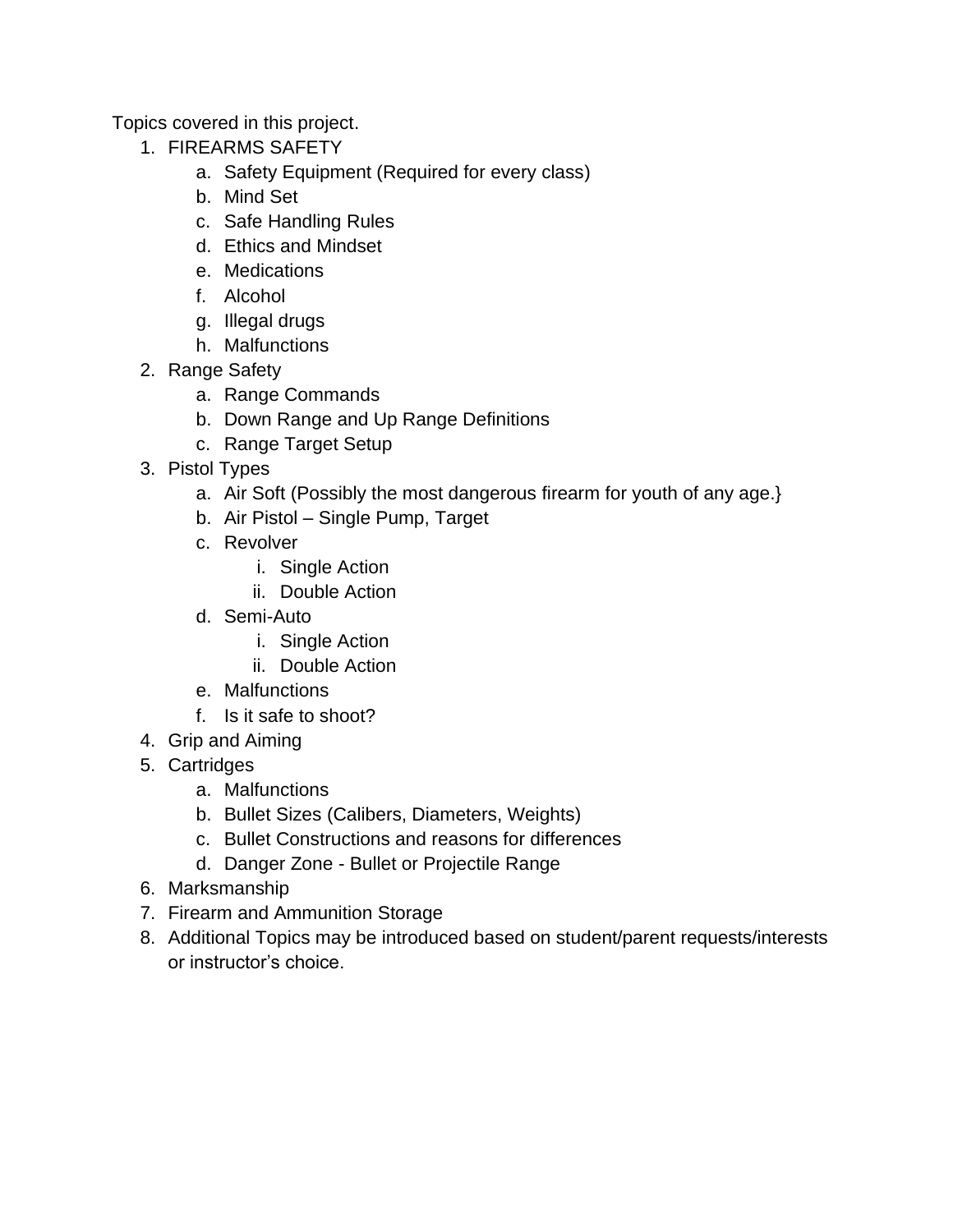Topics covered in this project.

1. FIREARMS SAFETY
    a. Safety Equipment (Required for every class)
    b. Mind Set
    c. Safe Handling Rules
    d. Ethics and Mindset
    e. Medications
    f. Alcohol
    g. Illegal drugs
    h. Malfunctions
2. Range Safety
    a. Range Commands
    b. Down Range and Up Range Definitions
    c. Range Target Setup
3. Pistol Types
    a. Air Soft (Possibly the most dangerous firearm for youth of any age.}
    b. Air Pistol – Single Pump, Target
    c. Revolver
        i. Single Action
        ii. Double Action
    d. Semi-Auto
        i. Single Action
        ii. Double Action
    e. Malfunctions
    f. Is it safe to shoot?
4. Grip and Aiming
5. Cartridges
    a. Malfunctions
    b. Bullet Sizes (Calibers, Diameters, Weights)
    c. Bullet Constructions and reasons for differences
    d. Danger Zone - Bullet or Projectile Range
6. Marksmanship
7. Firearm and Ammunition Storage
8. Additional Topics may be introduced based on student/parent requests/interests or instructor's choice.